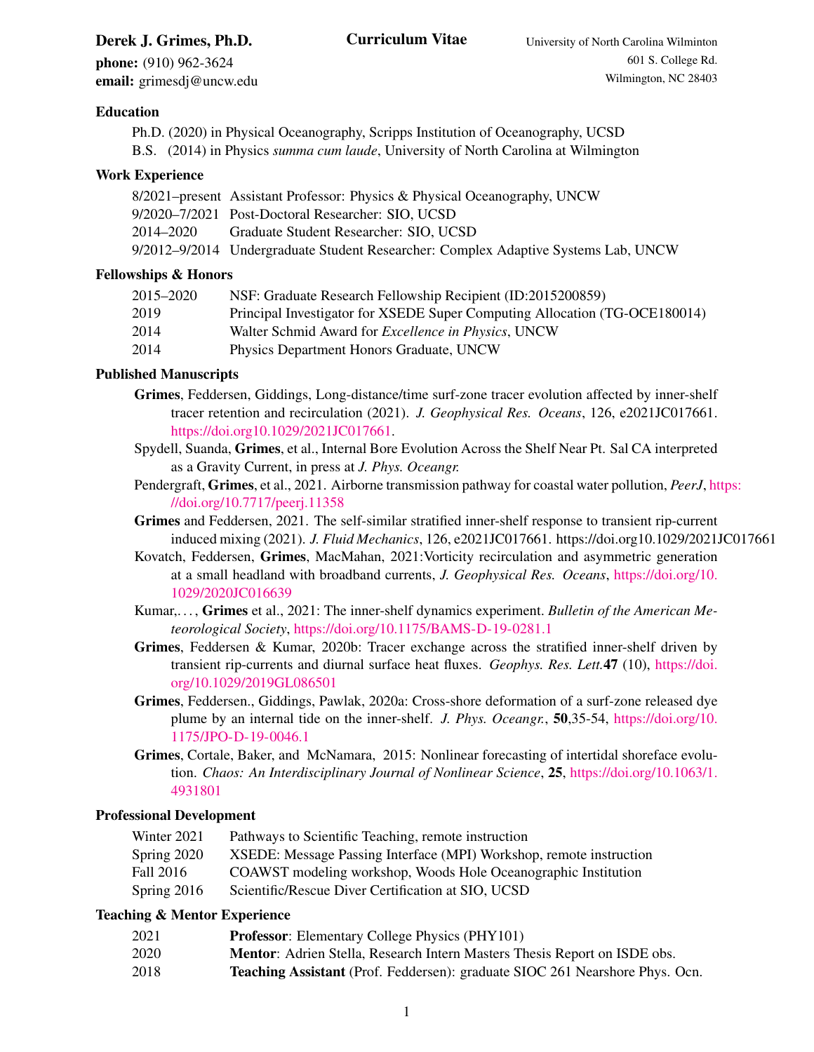# Derek J. Grimes, Ph.D.

**Curriculum Vitae**

**phone:** (910) 962-3624
**email:** grimesdj@uncw.edu

University of North Carolina Wilmington
601 S. College Rd.
Wilmington, NC 28403

## Education

Ph.D. (2020) in Physical Oceanography, Scripps Institution of Oceanography, UCSD
B.S. (2014) in Physics *summa cum laude*, University of North Carolina at Wilmington

## Work Experience

| | |
|---|---|
| 8/2021–present | Assistant Professor: Physics & Physical Oceanography, UNCW |
| 9/2020–7/2021 | Post-Doctoral Researcher: SIO, UCSD |
| 2014–2020 | Graduate Student Researcher: SIO, UCSD |
| 9/2012–9/2014 | Undergraduate Student Researcher: Complex Adaptive Systems Lab, UNCW |

## Fellowships & Honors

| | |
|---|---|
| 2015–2020 | NSF: Graduate Research Fellowship Recipient (ID:2015200859) |
| 2019 | Principal Investigator for XSEDE Super Computing Allocation (TG-OCE180014) |
| 2014 | Walter Schmid Award for *Excellence in Physics*, UNCW |
| 2014 | Physics Department Honors Graduate, UNCW |

## Published Manuscripts

**Grimes**, Feddersen, Giddings, Long-distance/time surf-zone tracer evolution affected by inner-shelf tracer retention and recirculation (2021). *J. Geophysical Res. Oceans*, 126, e2021JC017661. https://doi.org10.1029/2021JC017661.

Spydell, Suanda, **Grimes**, et al., Internal Bore Evolution Across the Shelf Near Pt. Sal CA interpreted as a Gravity Current, in press at *J. Phys. Oceangr.*

Pendergraft, **Grimes**, et al., 2021. Airborne transmission pathway for coastal water pollution, *PeerJ*, https://doi.org/10.7717/peerj.11358

**Grimes** and Feddersen, 2021. The self-similar stratified inner-shelf response to transient rip-current induced mixing (2021). *J. Fluid Mechanics*, 126, e2021JC017661. https://doi.org10.1029/2021JC017661

Kovatch, Feddersen, **Grimes**, MacMahan, 2021:Vorticity recirculation and asymmetric generation at a small headland with broadband currents, *J. Geophysical Res. Oceans*, https://doi.org/10.1029/2020JC016639

Kumar,. . . , **Grimes** et al., 2021: The inner-shelf dynamics experiment. *Bulletin of the American Meteorological Society*, https://doi.org/10.1175/BAMS-D-19-0281.1

**Grimes**, Feddersen & Kumar, 2020b: Tracer exchange across the stratified inner-shelf driven by transient rip-currents and diurnal surface heat fluxes. *Geophys. Res. Lett.* **47** (10), https://doi.org/10.1029/2019GL086501

**Grimes**, Feddersen., Giddings, Pawlak, 2020a: Cross-shore deformation of a surf-zone released dye plume by an internal tide on the inner-shelf. *J. Phys. Oceangr.*, **50**,35-54, https://doi.org/10.1175/JPO-D-19-0046.1

**Grimes**, Cortale, Baker, and McNamara, 2015: Nonlinear forecasting of intertidal shoreface evolution. *Chaos: An Interdisciplinary Journal of Nonlinear Science*, **25**, https://doi.org/10.1063/1.4931801

## Professional Development

| | |
|---|---|
| Winter 2021 | Pathways to Scientific Teaching, remote instruction |
| Spring 2020 | XSEDE: Message Passing Interface (MPI) Workshop, remote instruction |
| Fall 2016 | COAWST modeling workshop, Woods Hole Oceanographic Institution |
| Spring 2016 | Scientific/Rescue Diver Certification at SIO, UCSD |

## Teaching & Mentor Experience

| | |
|---|---|
| 2021 | **Professor**: Elementary College Physics (PHY101) |
| 2020 | **Mentor**: Adrien Stella, Research Intern Masters Thesis Report on ISDE obs. |
| 2018 | **Teaching Assistant** (Prof. Feddersen): graduate SIOC 261 Nearshore Phys. Ocn. |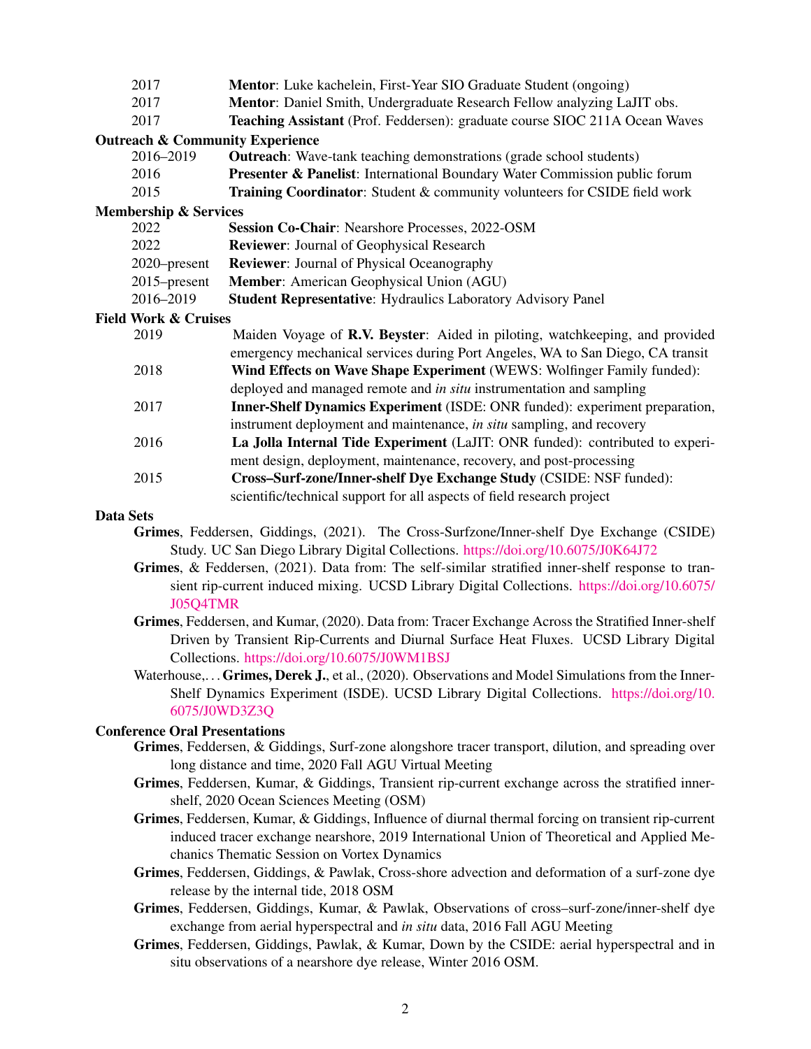| | |
|---|---|
| 2017 | **Mentor**: Luke kachelein, First-Year SIO Graduate Student (ongoing) |
| 2017 | **Mentor**: Daniel Smith, Undergraduate Research Fellow analyzing LaJIT obs. |
| 2017 | **Teaching Assistant** (Prof. Feddersen): graduate course SIOC 211A Ocean Waves |

### Outreach & Community Experience

| | |
|---|---|
| 2016–2019 | **Outreach**: Wave-tank teaching demonstrations (grade school students) |
| 2016 | **Presenter & Panelist**: International Boundary Water Commission public forum |
| 2015 | **Training Coordinator**: Student & community volunteers for CSIDE field work |

### Membership & Services

| | |
|---|---|
| 2022 | **Session Co-Chair**: Nearshore Processes, 2022-OSM |
| 2022 | **Reviewer**: Journal of Geophysical Research |
| 2020–present | **Reviewer**: Journal of Physical Oceanography |
| 2015–present | **Member**: American Geophysical Union (AGU) |
| 2016–2019 | **Student Representative**: Hydraulics Laboratory Advisory Panel |

### Field Work & Cruises

| | |
|---|---|
| 2019 | Maiden Voyage of **R.V. Beyster**: Aided in piloting, watchkeeping, and provided emergency mechanical services during Port Angeles, WA to San Diego, CA transit |
| 2018 | **Wind Effects on Wave Shape Experiment** (WEWS: Wolfinger Family funded): deployed and managed remote and *in situ* instrumentation and sampling |
| 2017 | **Inner-Shelf Dynamics Experiment** (ISDE: ONR funded): experiment preparation, instrument deployment and maintenance, *in situ* sampling, and recovery |
| 2016 | **La Jolla Internal Tide Experiment** (LaJIT: ONR funded): contributed to experiment design, deployment, maintenance, recovery, and post-processing |
| 2015 | **Cross–Surf-zone/Inner-shelf Dye Exchange Study** (CSIDE: NSF funded): scientific/technical support for all aspects of field research project |

### Data Sets

- **Grimes**, Feddersen, Giddings, (2021). The Cross-Surfzone/Inner-shelf Dye Exchange (CSIDE) Study. UC San Diego Library Digital Collections. https://doi.org/10.6075/J0K64J72
- **Grimes**, & Feddersen, (2021). Data from: The self-similar stratified inner-shelf response to transient rip-current induced mixing. UCSD Library Digital Collections. https://doi.org/10.6075/J05Q4TMR
- **Grimes**, Feddersen, and Kumar, (2020). Data from: Tracer Exchange Across the Stratified Inner-shelf Driven by Transient Rip-Currents and Diurnal Surface Heat Fluxes. UCSD Library Digital Collections. https://doi.org/10.6075/J0WM1BSJ
- Waterhouse,... **Grimes, Derek J.**, et al., (2020). Observations and Model Simulations from the Inner-Shelf Dynamics Experiment (ISDE). UCSD Library Digital Collections. https://doi.org/10.6075/J0WD3Z3Q

### Conference Oral Presentations

- **Grimes**, Feddersen, & Giddings, Surf-zone alongshore tracer transport, dilution, and spreading over long distance and time, 2020 Fall AGU Virtual Meeting
- **Grimes**, Feddersen, Kumar, & Giddings, Transient rip-current exchange across the stratified inner-shelf, 2020 Ocean Sciences Meeting (OSM)
- **Grimes**, Feddersen, Kumar, & Giddings, Influence of diurnal thermal forcing on transient rip-current induced tracer exchange nearshore, 2019 International Union of Theoretical and Applied Mechanics Thematic Session on Vortex Dynamics
- **Grimes**, Feddersen, Giddings, & Pawlak, Cross-shore advection and deformation of a surf-zone dye release by the internal tide, 2018 OSM
- **Grimes**, Feddersen, Giddings, Kumar, & Pawlak, Observations of cross–surf-zone/inner-shelf dye exchange from aerial hyperspectral and *in situ* data, 2016 Fall AGU Meeting
- **Grimes**, Feddersen, Giddings, Pawlak, & Kumar, Down by the CSIDE: aerial hyperspectral and in situ observations of a nearshore dye release, Winter 2016 OSM.